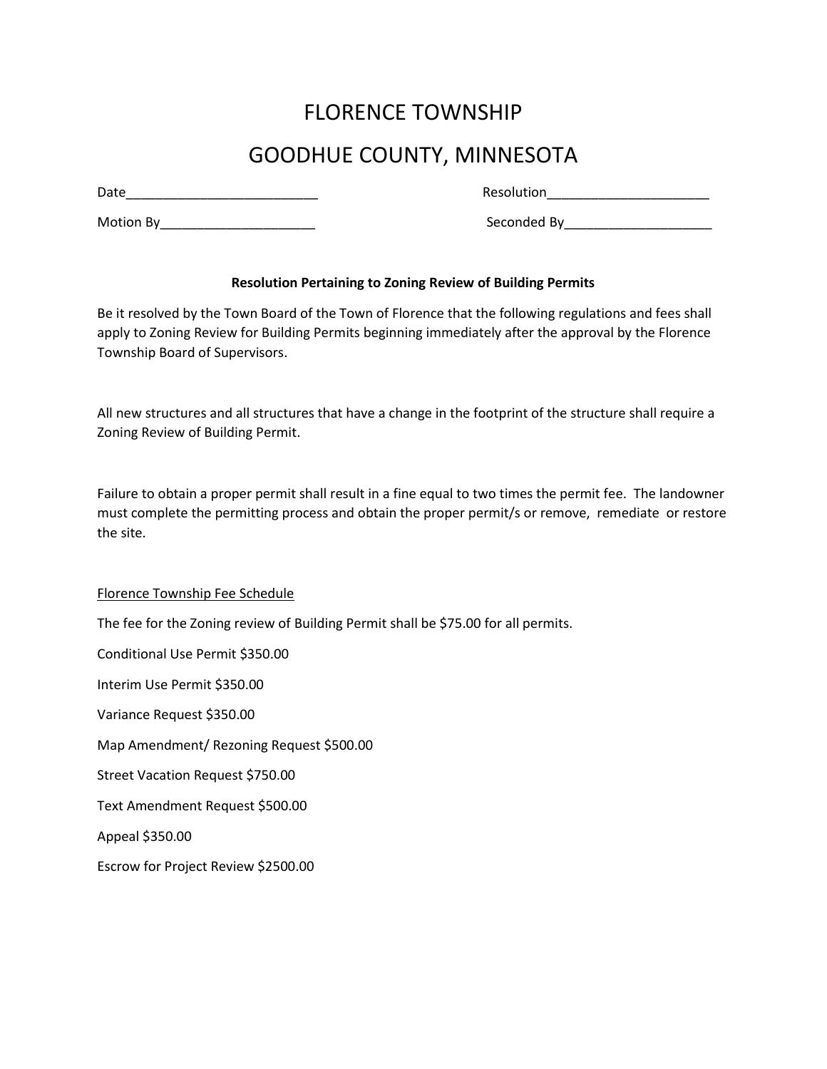# FLORENCE TOWNSHIP

# GOODHUE COUNTY, MINNESOTA

Date__________________________ Resolution_____________________

Motion By_____________________ Seconded By____________________

**Resolution Pertaining to Zoning Review of Building Permits**

Be it resolved by the Town Board of the Town of Florence that the following regulations and fees shall apply to Zoning Review for Building Permits beginning immediately after the approval by the Florence Township Board of Supervisors.

All new structures and all structures that have a change in the footprint of the structure shall require a Zoning Review of Building Permit.

Failure to obtain a proper permit shall result in a fine equal to two times the permit fee. The landowner must complete the permitting process and obtain the proper permit/s or remove, remediate or restore the site.

<u>Florence Township Fee Schedule</u>

The fee for the Zoning review of Building Permit shall be $75.00 for all permits.

Conditional Use Permit $350.00

Interim Use Permit $350.00

Variance Request $350.00

Map Amendment/ Rezoning Request $500.00

Street Vacation Request $750.00

Text Amendment Request $500.00

Appeal $350.00

Escrow for Project Review $2500.00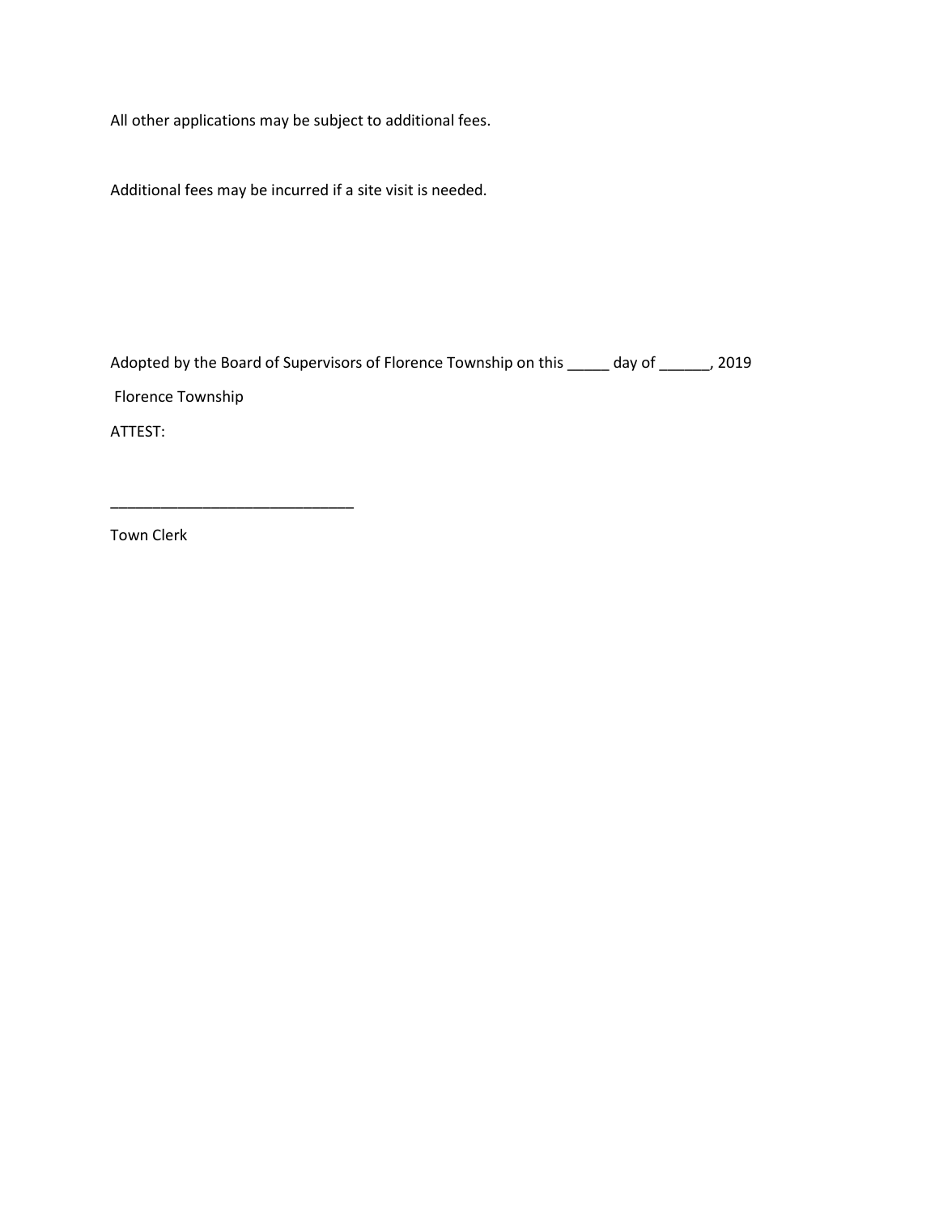All other applications may be subject to additional fees.

Additional fees may be incurred if a site visit is needed.

Adopted by the Board of Supervisors of Florence Township on this _____ day of ______, 2019

Florence Township

ATTEST:

_____________________________

Town Clerk